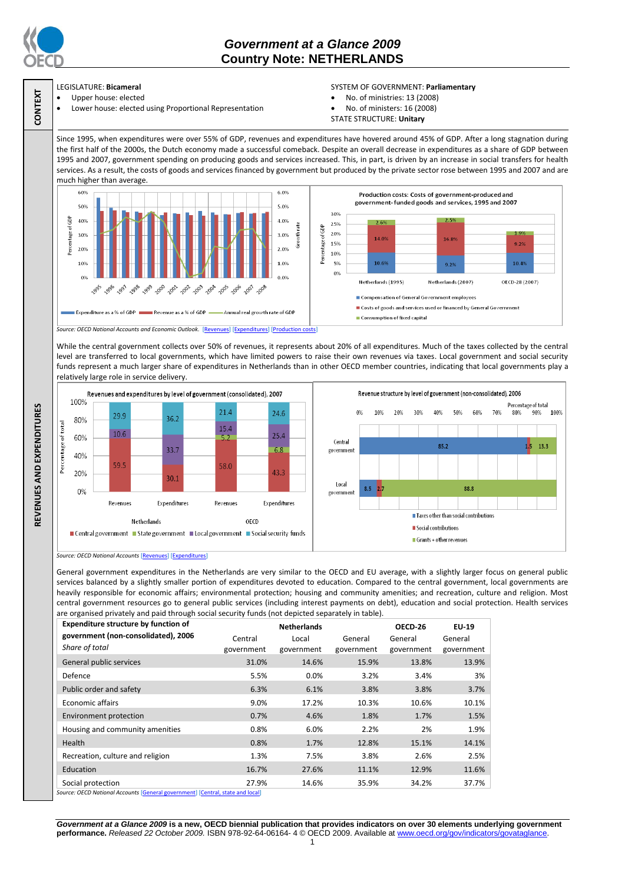# *Government at a Glance 2009*
# Country Note: NETHERLANDS

CONTEXT

LEGISLATURE: **Bicameral**

- Upper house: elected
- Lower house: elected using Proportional Representation

SYSTEM OF GOVERNMENT: **Parliamentary**

- No. of ministries: 13 (2008)
- No. of ministers: 16 (2008)

STATE STRUCTURE: **Unitary**

REVENUES AND EXPENDITURES

Since 1995, when expenditures were over 55% of GDP, revenues and expenditures have hovered around 45% of GDP. After a long stagnation during the first half of the 2000s, the Dutch economy made a successful comeback. Despite an overall decrease in expenditures as a share of GDP between 1995 and 2007, government spending on producing goods and services increased. This, in part, is driven by an increase in social transfers for health services. As a result, the costs of goods and services financed by government but produced by the private sector rose between 1995 and 2007 and are much higher than average.

*Source: OECD National Accounts and Economic Outlook.* [Revenues] [Expenditures] [Production costs]

While the central government collects over 50% of revenues, it represents about 20% of all expenditures. Much of the taxes collected by the central level are transferred to local governments, which have limited powers to raise their own revenues via taxes. Local government and social security funds represent a much larger share of expenditures in Netherlands than in other OECD member countries, indicating that local governments play a relatively large role in service delivery.

*Source: OECD National Accounts* [Revenues] [Expenditures]

General government expenditures in the Netherlands are very similar to the OECD and EU average, with a slightly larger focus on general public services balanced by a slightly smaller portion of expenditures devoted to education. Compared to the central government, local governments are heavily responsible for economic affairs; environmental protection; housing and community amenities; and recreation, culture and religion. Most central government resources go to general public services (including interest payments on debt), education and social protection. Health services are organised privately and paid through social security funds (not depicted separately in table).

| **Expenditure structure by function of government (non-consolidated), 2006** *Share of total* | **Netherlands** Central government | Local government | General government | **OECD-26** General government | **EU-19** General government |
|---|---|---|---|---|---|
| General public services | 31.0% | 14.6% | 15.9% | 13.8% | 13.9% |
| Defence | 5.5% | 0.0% | 3.2% | 3.4% | 3% |
| Public order and safety | 6.3% | 6.1% | 3.8% | 3.8% | 3.7% |
| Economic affairs | 9.0% | 17.2% | 10.3% | 10.6% | 10.1% |
| Environment protection | 0.7% | 4.6% | 1.8% | 1.7% | 1.5% |
| Housing and community amenities | 0.8% | 6.0% | 2.2% | 2% | 1.9% |
| Health | 0.8% | 1.7% | 12.8% | 15.1% | 14.1% |
| Recreation, culture and religion | 1.3% | 7.5% | 3.8% | 2.6% | 2.5% |
| Education | 16.7% | 27.6% | 11.1% | 12.9% | 11.6% |
| Social protection | 27.9% | 14.6% | 35.9% | 34.2% | 37.7% |

*Source: OECD National Accounts* [General government] [Central, state and local]

***Government at a Glance 2009*** **is a new, OECD biennial publication that provides indicators on over 30 elements underlying government performance.** *Released 22 October 2009.* ISBN 978-92-64-06164- 4 © OECD 2009. Available at www.oecd.org/gov/indicators/govataglance.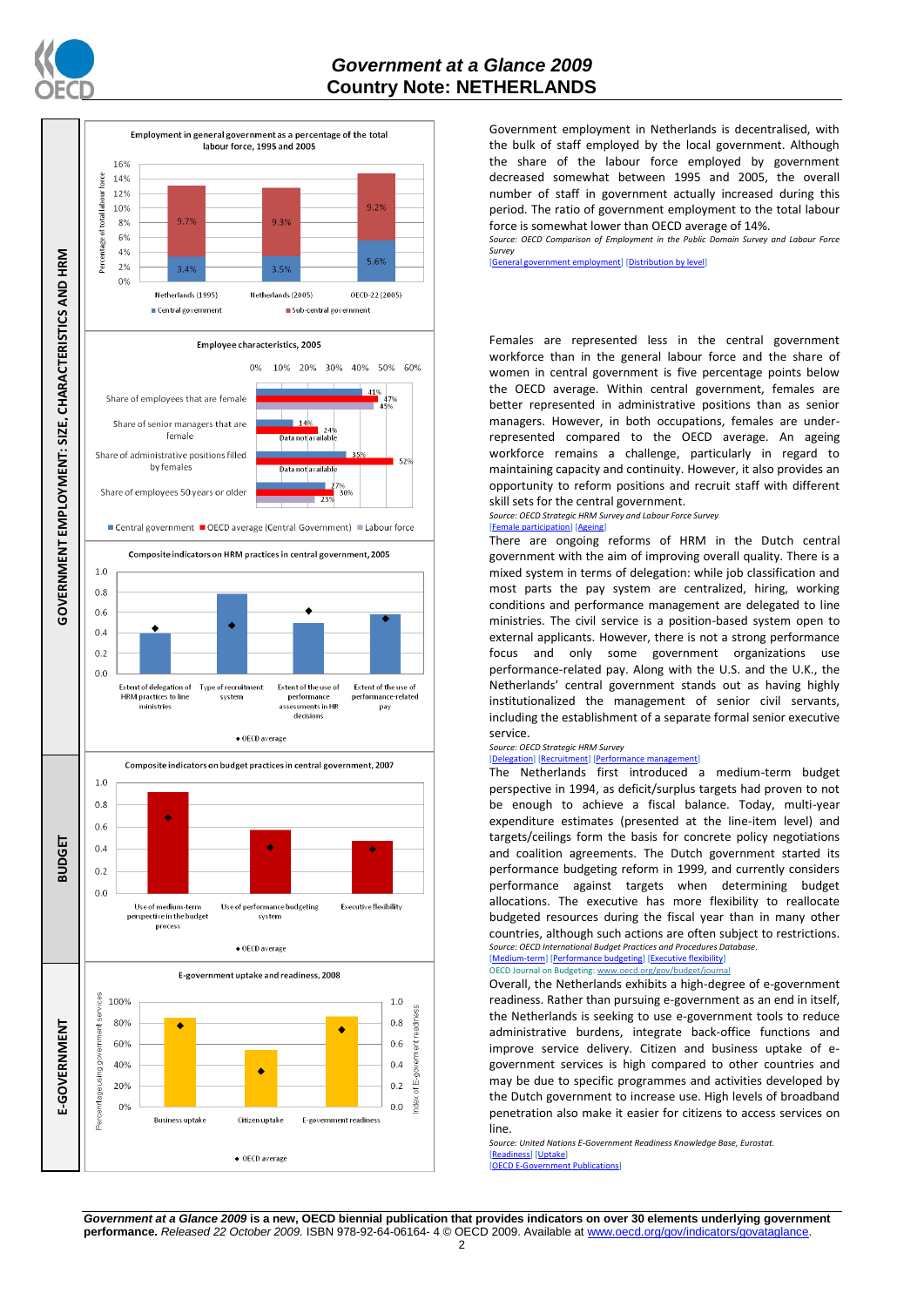**GOVERNMENT EMPLOYMENT: SIZE, CHARACTERISTICS AND HRM**

Employment in general government as a percentage of the total labour force, 1995 and 2005

| | Central government | Sub-central government |
|---|---|---|
| Netherlands (1995) | 3.4% | 9.7% |
| Netherlands (2005) | 3.5% | 9.3% |
| OECD-22 (2005) | 5.6% | 9.2% |

Government employment in Netherlands is decentralised, with the bulk of staff employed by the local government. Although the share of the labour force employed by government decreased somewhat between 1995 and 2005, the overall number of staff in government actually increased during this period. The ratio of government employment to the total labour force is somewhat lower than OECD average of 14%.

*Source: OECD Comparison of Employment in the Public Domain Survey and Labour Force Survey*

[General government employment] [Distribution by level]

Employee characteristics, 2005

| | Central government | OECD average (Central Government) | Labour force |
|---|---|---|---|
| Share of employees that are female | 41% | 47% | 45% |
| Share of senior managers that are female | 14% | 24% | Data not available |
| Share of administrative positions filled by females | 35% | 52% | Data not available |
| Share of employees 50 years or older | 27% | 30% | 23% |

Females are represented less in the central government workforce than in the general labour force and the share of women in central government is five percentage points below the OECD average. Within central government, females are better represented in administrative positions than as senior managers. However, in both occupations, females are under-represented compared to the OECD average. An ageing workforce remains a challenge, particularly in regard to maintaining capacity and continuity. However, it also provides an opportunity to reform positions and recruit staff with different skill sets for the central government.

*Source: OECD Strategic HRM Survey and Labour Force Survey*

[Female participation] [Ageing]

Composite indicators on HRM practices in central government, 2005

(Chart: Extent of delegation of HRM practices to line ministries; Type of recruitment system; Extent of the use of performance assessments in HR decisions; Extent of the use of performance-related pay. ◆ OECD average)

There are ongoing reforms of HRM in the Dutch central government with the aim of improving overall quality. There is a mixed system in terms of delegation: while job classification and most parts the pay system are centralized, hiring, working conditions and performance management are delegated to line ministries. The civil service is a position-based system open to external applicants. However, there is not a strong performance focus and only some government organizations use performance-related pay. Along with the U.S. and the U.K., the Netherlands' central government stands out as having highly institutionalized the management of senior civil servants, including the establishment of a separate formal senior executive service.

*Source: OECD Strategic HRM Survey*

[Delegation] [Recruitment] [Performance management]

**BUDGET**

Composite indicators on budget practices in central government, 2007

(Chart: Use of medium-term perspective in the budget process; Use of performance budgeting system; Executive flexibility. ◆ OECD average)

The Netherlands first introduced a medium-term budget perspective in 1994, as deficit/surplus targets had proven to not be enough to achieve a fiscal balance. Today, multi-year expenditure estimates (presented at the line-item level) and targets/ceilings form the basis for concrete policy negotiations and coalition agreements. The Dutch government started its performance budgeting reform in 1999, and currently considers performance against targets when determining budget allocations. The executive has more flexibility to reallocate budgeted resources during the fiscal year than in many other countries, although such actions are often subject to restrictions.

*Source: OECD International Budget Practices and Procedures Database.*

[Medium-term] [Performance budgeting] [Executive flexibility]

OECD Journal on Budgeting: www.oecd.org/gov/budget/journal

**E-GOVERNMENT**

E-government uptake and readiness, 2008

(Chart: Business uptake; Citizen uptake; E-government readiness. Left axis: Percentage using government services; right axis: Index of E-government readiness. ◆ OECD average)

Overall, the Netherlands exhibits a high-degree of e-government readiness. Rather than pursuing e-government as an end in itself, the Netherlands is seeking to use e-government tools to reduce administrative burdens, integrate back-office functions and improve service delivery. Citizen and business uptake of e-government services is high compared to other countries and may be due to specific programmes and activities developed by the Dutch government to increase use. High levels of broadband penetration also make it easier for citizens to access services on line.

*Source: United Nations E-Government Readiness Knowledge Base, Eurostat.*

[Readiness] [Uptake]

[OECD E-Government Publications]

***Government at a Glance 2009*** **is a new, OECD biennial publication that provides indicators on over 30 elements underlying government performance.** *Released 22 October 2009.* ISBN 978-92-64-06164- 4 © OECD 2009. Available at www.oecd.org/gov/indicators/govataglance.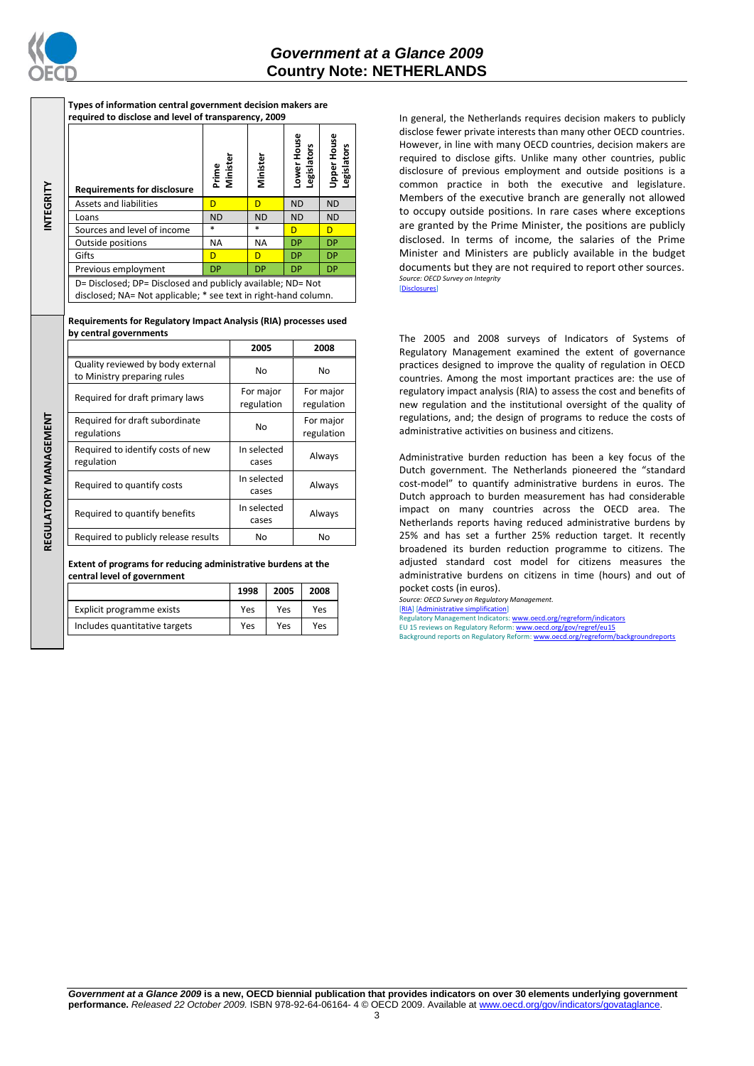## INTEGRITY

**Types of information central government decision makers are required to disclose and level of transparency, 2009**

| Requirements for disclosure | Prime Minister | Minister | Lower House Legislators | Upper House Legislators |
|---|---|---|---|---|
| Assets and liabilities | D | D | ND | ND |
| Loans | ND | ND | ND | ND |
| Sources and level of income | * | * | D | D |
| Outside positions | NA | NA | DP | DP |
| Gifts | D | D | DP | DP |
| Previous employment | DP | DP | DP | DP |

D= Disclosed; DP= Disclosed and publicly available; ND= Not disclosed; NA= Not applicable; * see text in right-hand column.

In general, the Netherlands requires decision makers to publicly disclose fewer private interests than many other OECD countries. However, in line with many OECD countries, decision makers are required to disclose gifts. Unlike many other countries, public disclosure of previous employment and outside positions is a common practice in both the executive and legislature. Members of the executive branch are generally not allowed to occupy outside positions. In rare cases where exceptions are granted by the Prime Minister, the positions are publicly disclosed. In terms of income, the salaries of the Prime Minister and Ministers are publicly available in the budget documents but they are not required to report other sources.

*Source: OECD Survey on Integrity*
[Disclosures]

## REGULATORY MANAGEMENT

**Requirements for Regulatory Impact Analysis (RIA) processes used by central governments**

| | 2005 | 2008 |
|---|---|---|
| Quality reviewed by body external to Ministry preparing rules | No | No |
| Required for draft primary laws | For major regulation | For major regulation |
| Required for draft subordinate regulations | No | For major regulation |
| Required to identify costs of new regulation | In selected cases | Always |
| Required to quantify costs | In selected cases | Always |
| Required to quantify benefits | In selected cases | Always |
| Required to publicly release results | No | No |

**Extent of programs for reducing administrative burdens at the central level of government**

| | 1998 | 2005 | 2008 |
|---|---|---|---|
| Explicit programme exists | Yes | Yes | Yes |
| Includes quantitative targets | Yes | Yes | Yes |

The 2005 and 2008 surveys of Indicators of Systems of Regulatory Management examined the extent of governance practices designed to improve the quality of regulation in OECD countries. Among the most important practices are: the use of regulatory impact analysis (RIA) to assess the cost and benefits of new regulation and the institutional oversight of the quality of regulations, and; the design of programs to reduce the costs of administrative activities on business and citizens.

Administrative burden reduction has been a key focus of the Dutch government. The Netherlands pioneered the "standard cost-model" to quantify administrative burdens in euros. The Dutch approach to burden measurement has had considerable impact on many countries across the OECD area. The Netherlands reports having reduced administrative burdens by 25% and has set a further 25% reduction target. It recently broadened its burden reduction programme to citizens. The adjusted standard cost model for citizens measures the administrative burdens on citizens in time (hours) and out of pocket costs (in euros).

*Source: OECD Survey on Regulatory Management.*
[RIA] [Administrative simplification]
Regulatory Management Indicators: www.oecd.org/regreform/indicators
EU 15 reviews on Regulatory Reform: www.oecd.org/gov/regref/eu15
Background reports on Regulatory Reform: www.oecd.org/regreform/backgroundreports

***Government at a Glance 2009*** **is a new, OECD biennial publication that provides indicators on over 30 elements underlying government performance.** *Released 22 October 2009.* ISBN 978-92-64-06164- 4 © OECD 2009. Available at www.oecd.org/gov/indicators/govataglance.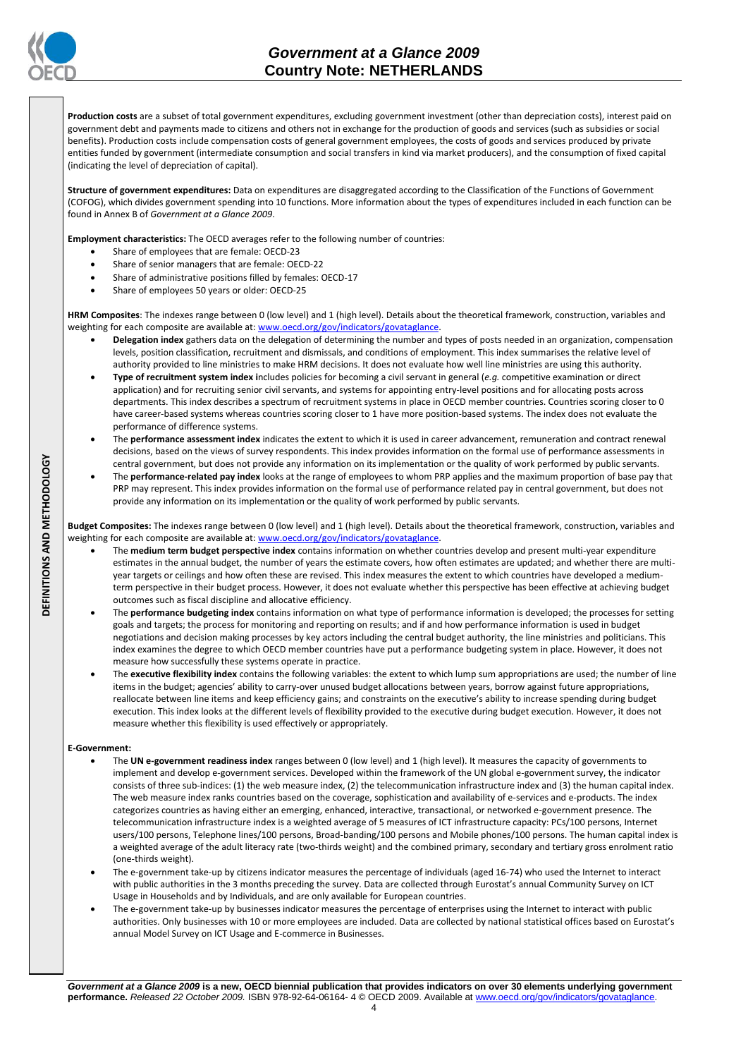**Production costs** are a subset of total government expenditures, excluding government investment (other than depreciation costs), interest paid on government debt and payments made to citizens and others not in exchange for the production of goods and services (such as subsidies or social benefits). Production costs include compensation costs of general government employees, the costs of goods and services produced by private entities funded by government (intermediate consumption and social transfers in kind via market producers), and the consumption of fixed capital (indicating the level of depreciation of capital).

**Structure of government expenditures:** Data on expenditures are disaggregated according to the Classification of the Functions of Government (COFOG), which divides government spending into 10 functions. More information about the types of expenditures included in each function can be found in Annex B of *Government at a Glance 2009*.

**Employment characteristics:** The OECD averages refer to the following number of countries:

- Share of employees that are female: OECD-23
- Share of senior managers that are female: OECD-22
- Share of administrative positions filled by females: OECD-17
- Share of employees 50 years or older: OECD-25

**HRM Composites**: The indexes range between 0 (low level) and 1 (high level). Details about the theoretical framework, construction, variables and weighting for each composite are available at: www.oecd.org/gov/indicators/govataglance.

- **Delegation index** gathers data on the delegation of determining the number and types of posts needed in an organization, compensation levels, position classification, recruitment and dismissals, and conditions of employment. This index summarises the relative level of authority provided to line ministries to make HRM decisions. It does not evaluate how well line ministries are using this authority.
- **Type of recruitment system index i**ncludes policies for becoming a civil servant in general (*e.g.* competitive examination or direct application) and for recruiting senior civil servants, and systems for appointing entry-level positions and for allocating posts across departments. This index describes a spectrum of recruitment systems in place in OECD member countries. Countries scoring closer to 0 have career-based systems whereas countries scoring closer to 1 have more position-based systems. The index does not evaluate the performance of difference systems.
- The **performance assessment index** indicates the extent to which it is used in career advancement, remuneration and contract renewal decisions, based on the views of survey respondents. This index provides information on the formal use of performance assessments in central government, but does not provide any information on its implementation or the quality of work performed by public servants.
- The **performance-related pay index** looks at the range of employees to whom PRP applies and the maximum proportion of base pay that PRP may represent. This index provides information on the formal use of performance related pay in central government, but does not provide any information on its implementation or the quality of work performed by public servants.

**Budget Composites:** The indexes range between 0 (low level) and 1 (high level). Details about the theoretical framework, construction, variables and weighting for each composite are available at: www.oecd.org/gov/indicators/govataglance.

- The **medium term budget perspective index** contains information on whether countries develop and present multi-year expenditure estimates in the annual budget, the number of years the estimate covers, how often estimates are updated; and whether there are multi-year targets or ceilings and how often these are revised. This index measures the extent to which countries have developed a medium-term perspective in their budget process. However, it does not evaluate whether this perspective has been effective at achieving budget outcomes such as fiscal discipline and allocative efficiency.
- The **performance budgeting index** contains information on what type of performance information is developed; the processes for setting goals and targets; the process for monitoring and reporting on results; and if and how performance information is used in budget negotiations and decision making processes by key actors including the central budget authority, the line ministries and politicians. This index examines the degree to which OECD member countries have put a performance budgeting system in place. However, it does not measure how successfully these systems operate in practice.
- The **executive flexibility index** contains the following variables: the extent to which lump sum appropriations are used; the number of line items in the budget; agencies' ability to carry-over unused budget allocations between years, borrow against future appropriations, reallocate between line items and keep efficiency gains; and constraints on the executive's ability to increase spending during budget execution. This index looks at the different levels of flexibility provided to the executive during budget execution. However, it does not measure whether this flexibility is used effectively or appropriately.

**E-Government:**

- The **UN e-government readiness index** ranges between 0 (low level) and 1 (high level). It measures the capacity of governments to implement and develop e-government services. Developed within the framework of the UN global e-government survey, the indicator consists of three sub-indices: (1) the web measure index, (2) the telecommunication infrastructure index and (3) the human capital index. The web measure index ranks countries based on the coverage, sophistication and availability of e-services and e-products. The index categorizes countries as having either an emerging, enhanced, interactive, transactional, or networked e-government presence. The telecommunication infrastructure index is a weighted average of 5 measures of ICT infrastructure capacity: PCs/100 persons, Internet users/100 persons, Telephone lines/100 persons, Broad-banding/100 persons and Mobile phones/100 persons. The human capital index is a weighted average of the adult literacy rate (two-thirds weight) and the combined primary, secondary and tertiary gross enrolment ratio (one-thirds weight).
- The e-government take-up by citizens indicator measures the percentage of individuals (aged 16-74) who used the Internet to interact with public authorities in the 3 months preceding the survey. Data are collected through Eurostat's annual Community Survey on ICT Usage in Households and by Individuals, and are only available for European countries.
- The e-government take-up by businesses indicator measures the percentage of enterprises using the Internet to interact with public authorities. Only businesses with 10 or more employees are included. Data are collected by national statistical offices based on Eurostat's annual Model Survey on ICT Usage and E-commerce in Businesses.